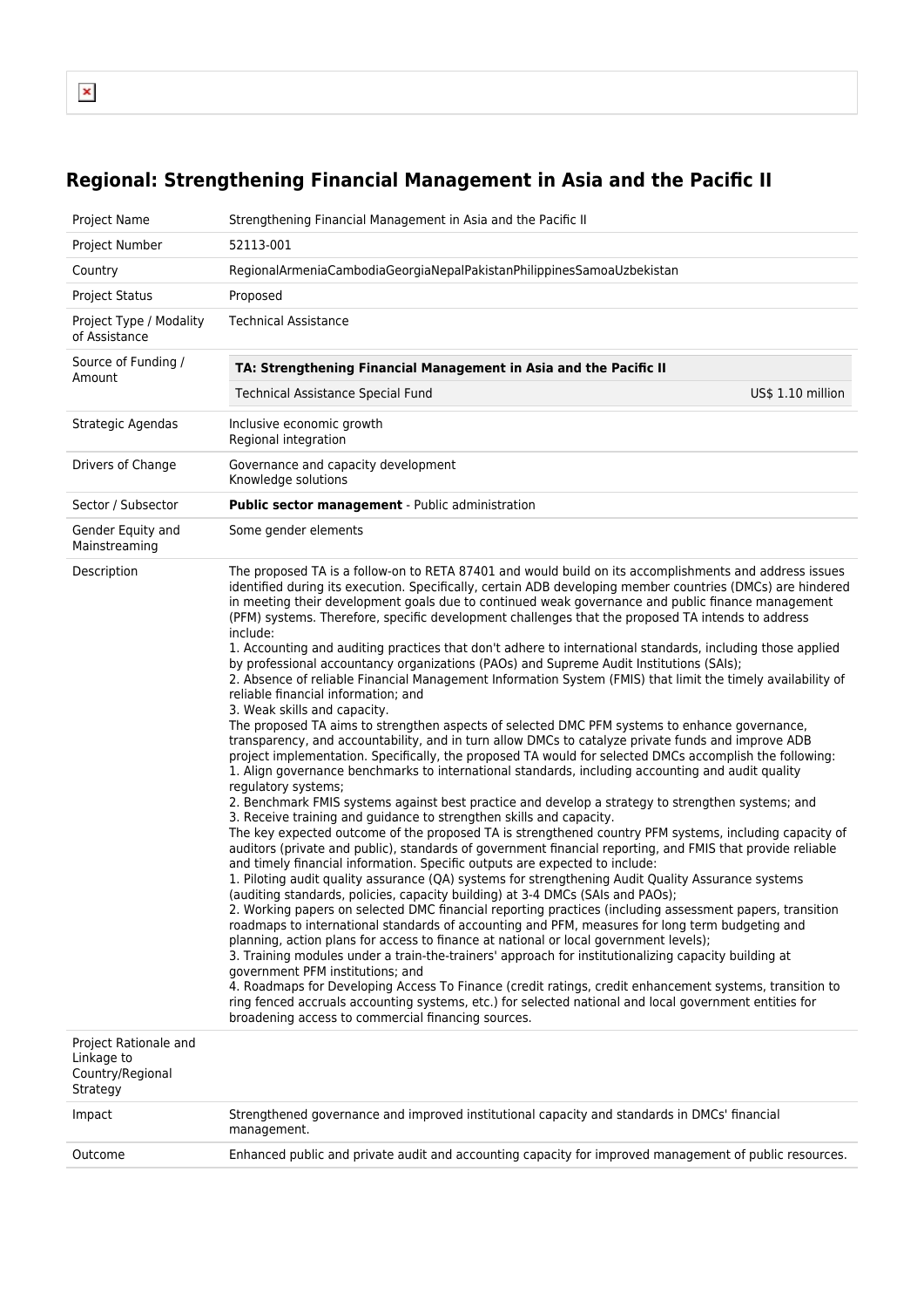## Regional: Strengthening Financial Management in Asia and the Pacific II

| | |
|---|---|
| Project Name | Strengthening Financial Management in Asia and the Pacific II |
| Project Number | 52113-001 |
| Country | RegionalArmeniaCambodiaGeorgiaNepalPakistanPhilippinesSamoaUzbekistan |
| Project Status | Proposed |
| Project Type / Modality of Assistance | Technical Assistance |
| Source of Funding / Amount | **TA: Strengthening Financial Management in Asia and the Pacific II**<br>Technical Assistance Special Fund — US$ 1.10 million |
| Strategic Agendas | Inclusive economic growth<br>Regional integration |
| Drivers of Change | Governance and capacity development<br>Knowledge solutions |
| Sector / Subsector | **Public sector management** - Public administration |
| Gender Equity and Mainstreaming | Some gender elements |
| Description | The proposed TA is a follow-on to RETA 87401 and would build on its accomplishments and address issues identified during its execution. Specifically, certain ADB developing member countries (DMCs) are hindered in meeting their development goals due to continued weak governance and public finance management (PFM) systems. Therefore, specific development challenges that the proposed TA intends to address include:<br>1. Accounting and auditing practices that don't adhere to international standards, including those applied by professional accountancy organizations (PAOs) and Supreme Audit Institutions (SAIs);<br>2. Absence of reliable Financial Management Information System (FMIS) that limit the timely availability of reliable financial information; and<br>3. Weak skills and capacity.<br>The proposed TA aims to strengthen aspects of selected DMC PFM systems to enhance governance, transparency, and accountability, and in turn allow DMCs to catalyze private funds and improve ADB project implementation. Specifically, the proposed TA would for selected DMCs accomplish the following:<br>1. Align governance benchmarks to international standards, including accounting and audit quality regulatory systems;<br>2. Benchmark FMIS systems against best practice and develop a strategy to strengthen systems; and<br>3. Receive training and guidance to strengthen skills and capacity.<br>The key expected outcome of the proposed TA is strengthened country PFM systems, including capacity of auditors (private and public), standards of government financial reporting, and FMIS that provide reliable and timely financial information. Specific outputs are expected to include:<br>1. Piloting audit quality assurance (QA) systems for strengthening Audit Quality Assurance systems (auditing standards, policies, capacity building) at 3-4 DMCs (SAIs and PAOs);<br>2. Working papers on selected DMC financial reporting practices (including assessment papers, transition roadmaps to international standards of accounting and PFM, measures for long term budgeting and planning, action plans for access to finance at national or local government levels);<br>3. Training modules under a train-the-trainers' approach for institutionalizing capacity building at government PFM institutions; and<br>4. Roadmaps for Developing Access To Finance (credit ratings, credit enhancement systems, transition to ring fenced accruals accounting systems, etc.) for selected national and local government entities for broadening access to commercial financing sources. |
| Project Rationale and Linkage to Country/Regional Strategy | |
| Impact | Strengthened governance and improved institutional capacity and standards in DMCs' financial management. |
| Outcome | Enhanced public and private audit and accounting capacity for improved management of public resources. |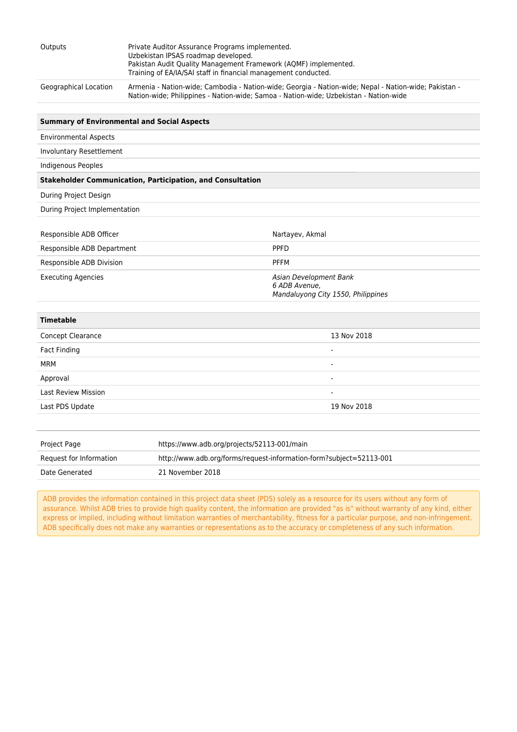| | |
|---|---|
| Outputs | Private Auditor Assurance Programs implemented.<br>Uzbekistan IPSAS roadmap developed.<br>Pakistan Audit Quality Management Framework (AQMF) implemented.<br>Training of EA/IA/SAI staff in financial management conducted. |
| Geographical Location | Armenia - Nation-wide; Cambodia - Nation-wide; Georgia - Nation-wide; Nepal - Nation-wide; Pakistan - Nation-wide; Philippines - Nation-wide; Samoa - Nation-wide; Uzbekistan - Nation-wide |

| **Summary of Environmental and Social Aspects** |
|---|
| Environmental Aspects |
| Involuntary Resettlement |
| Indigenous Peoples |

| **Stakeholder Communication, Participation, and Consultation** |
|---|
| During Project Design |
| During Project Implementation |

| | |
|---|---|
| Responsible ADB Officer | Nartayev, Akmal |
| Responsible ADB Department | PPFD |
| Responsible ADB Division | PFFM |
| Executing Agencies | *Asian Development Bank*<br>*6 ADB Avenue,*<br>*Mandaluyong City 1550, Philippines* |

| **Timetable** | |
|---|---|
| Concept Clearance | 13 Nov 2018 |
| Fact Finding | - |
| MRM | - |
| Approval | - |
| Last Review Mission | - |
| Last PDS Update | 19 Nov 2018 |

| | |
|---|---|
| Project Page | https://www.adb.org/projects/52113-001/main |
| Request for Information | http://www.adb.org/forms/request-information-form?subject=52113-001 |
| Date Generated | 21 November 2018 |

ADB provides the information contained in this project data sheet (PDS) solely as a resource for its users without any form of assurance. Whilst ADB tries to provide high quality content, the information are provided "as is" without warranty of any kind, either express or implied, including without limitation warranties of merchantability, fitness for a particular purpose, and non-infringement. ADB specifically does not make any warranties or representations as to the accuracy or completeness of any such information.